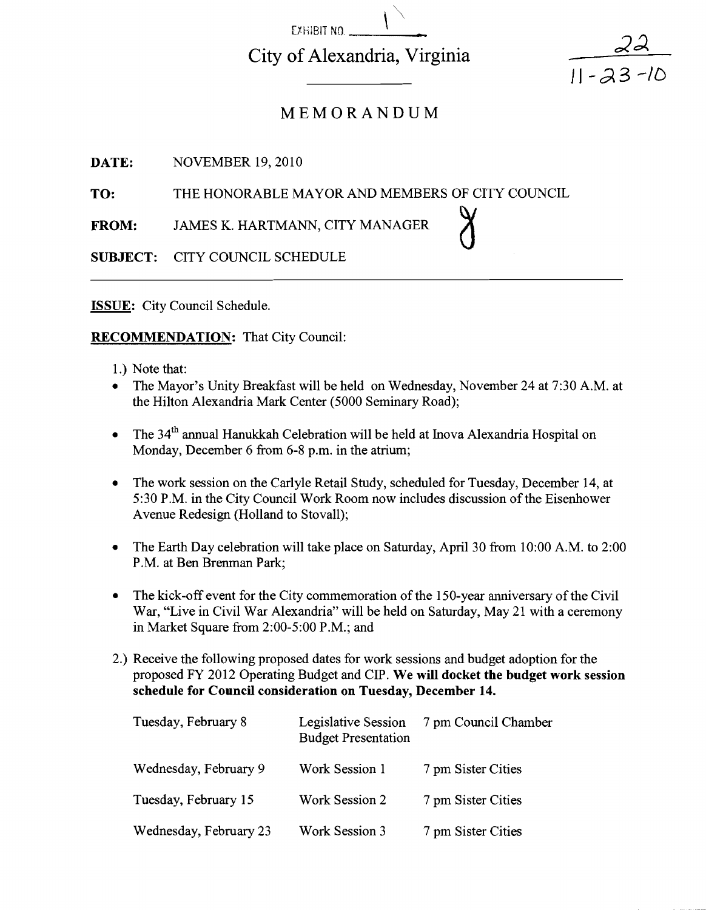EXHIBIT NO. 1

# City of Alexandria, Virginia

22
11-23-10

## MEMORANDUM

**DATE:** NOVEMBER 19, 2010

**TO:** THE HONORABLE MAYOR AND MEMBERS OF CITY COUNCIL

**FROM:** JAMES K. HARTMANN, CITY MANAGER

**SUBJECT:** CITY COUNCIL SCHEDULE

---

**ISSUE:** City Council Schedule.

**RECOMMENDATION:** That City Council:

1.) Note that:

- The Mayor's Unity Breakfast will be held on Wednesday, November 24 at 7:30 A.M. at the Hilton Alexandria Mark Center (5000 Seminary Road);
- The 34th annual Hanukkah Celebration will be held at Inova Alexandria Hospital on Monday, December 6 from 6-8 p.m. in the atrium;
- The work session on the Carlyle Retail Study, scheduled for Tuesday, December 14, at 5:30 P.M. in the City Council Work Room now includes discussion of the Eisenhower Avenue Redesign (Holland to Stovall);
- The Earth Day celebration will take place on Saturday, April 30 from 10:00 A.M. to 2:00 P.M. at Ben Brenman Park;
- The kick-off event for the City commemoration of the 150-year anniversary of the Civil War, "Live in Civil War Alexandria" will be held on Saturday, May 21 with a ceremony in Market Square from 2:00-5:00 P.M.; and

2.) Receive the following proposed dates for work sessions and budget adoption for the proposed FY 2012 Operating Budget and CIP. **We will docket the budget work session schedule for Council consideration on Tuesday, December 14.**

| | | |
|---|---|---|
| Tuesday, February 8 | Legislative Session Budget Presentation | 7 pm Council Chamber |
| Wednesday, February 9 | Work Session 1 | 7 pm Sister Cities |
| Tuesday, February 15 | Work Session 2 | 7 pm Sister Cities |
| Wednesday, February 23 | Work Session 3 | 7 pm Sister Cities |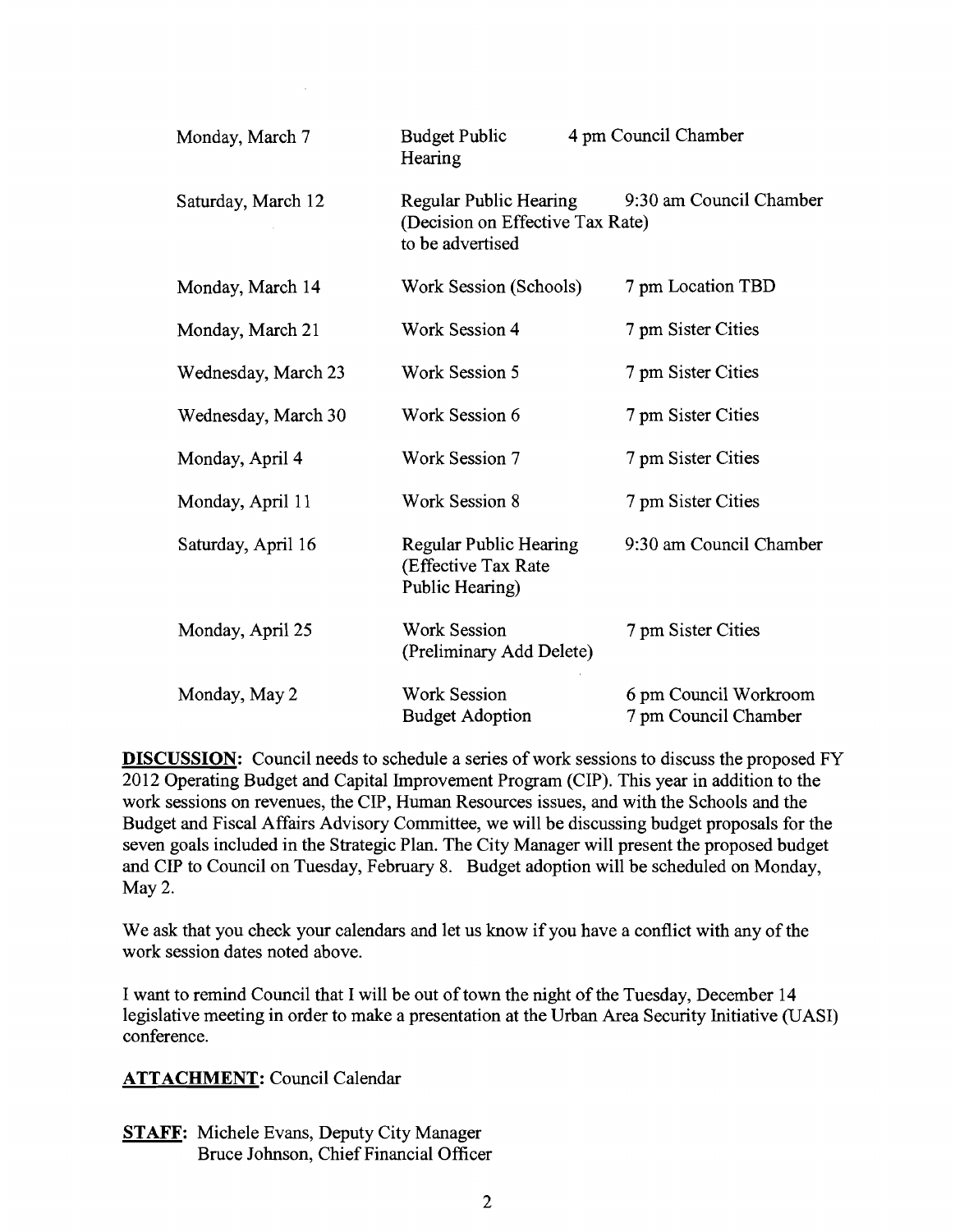| | | |
|---|---|---|
| Monday, March 7 | Budget Public Hearing | 4 pm Council Chamber |
| Saturday, March 12 | Regular Public Hearing (Decision on Effective Tax Rate) to be advertised | 9:30 am Council Chamber |
| Monday, March 14 | Work Session (Schools) | 7 pm Location TBD |
| Monday, March 21 | Work Session 4 | 7 pm Sister Cities |
| Wednesday, March 23 | Work Session 5 | 7 pm Sister Cities |
| Wednesday, March 30 | Work Session 6 | 7 pm Sister Cities |
| Monday, April 4 | Work Session 7 | 7 pm Sister Cities |
| Monday, April 11 | Work Session 8 | 7 pm Sister Cities |
| Saturday, April 16 | Regular Public Hearing (Effective Tax Rate Public Hearing) | 9:30 am Council Chamber |
| Monday, April 25 | Work Session (Preliminary Add Delete) | 7 pm Sister Cities |
| Monday, May 2 | Work Session<br>Budget Adoption | 6 pm Council Workroom<br>7 pm Council Chamber |

**DISCUSSION:** Council needs to schedule a series of work sessions to discuss the proposed FY 2012 Operating Budget and Capital Improvement Program (CIP). This year in addition to the work sessions on revenues, the CIP, Human Resources issues, and with the Schools and the Budget and Fiscal Affairs Advisory Committee, we will be discussing budget proposals for the seven goals included in the Strategic Plan. The City Manager will present the proposed budget and CIP to Council on Tuesday, February 8. Budget adoption will be scheduled on Monday, May 2.

We ask that you check your calendars and let us know if you have a conflict with any of the work session dates noted above.

I want to remind Council that I will be out of town the night of the Tuesday, December 14 legislative meeting in order to make a presentation at the Urban Area Security Initiative (UASI) conference.

**ATTACHMENT:** Council Calendar

**STAFF:** Michele Evans, Deputy City Manager
Bruce Johnson, Chief Financial Officer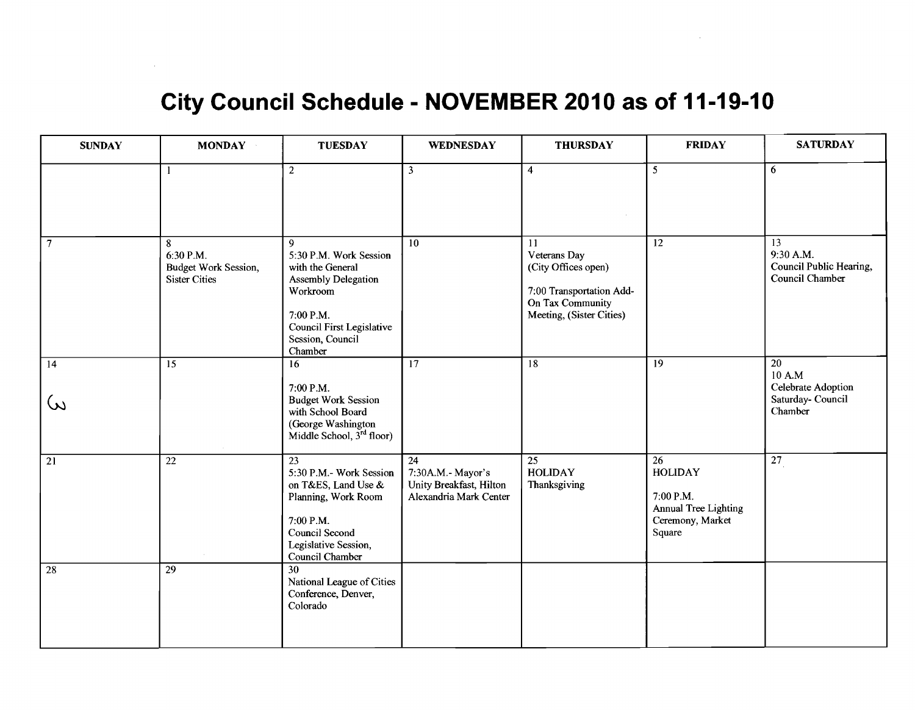# City Council Schedule - NOVEMBER 2010 as of 11-19-10

| SUNDAY | MONDAY | TUESDAY | WEDNESDAY | THURSDAY | FRIDAY | SATURDAY |
|---|---|---|---|---|---|---|
| | 1 | 2 | 3 | 4 | 5 | 6 |
| 7 | 8<br>6:30 P.M.<br>Budget Work Session, Sister Cities | 9<br>5:30 P.M. Work Session with the General Assembly Delegation Workroom<br><br>7:00 P.M.<br>Council First Legislative Session, Council Chamber | 10 | 11<br>Veterans Day<br>(City Offices open)<br><br>7:00 Transportation Add-On Tax Community Meeting, (Sister Cities) | 12 | 13<br>9:30 A.M.<br>Council Public Hearing, Council Chamber |
| 14<br>3 | 15 | 16<br><br>7:00 P.M.<br>Budget Work Session with School Board (George Washington Middle School, 3rd floor) | 17 | 18 | 19 | 20<br>10 A.M<br>Celebrate Adoption Saturday- Council Chamber |
| 21 | 22 | 23<br>5:30 P.M.- Work Session on T&ES, Land Use & Planning, Work Room<br><br>7:00 P.M.<br>Council Second Legislative Session, Council Chamber | 24<br>7:30A.M.- Mayor's Unity Breakfast, Hilton Alexandria Mark Center | 25<br>HOLIDAY<br>Thanksgiving | 26<br>HOLIDAY<br><br>7:00 P.M.<br>Annual Tree Lighting Ceremony, Market Square | 27 |
| 28 | 29 | 30<br>National League of Cities Conference, Denver, Colorado | | | | |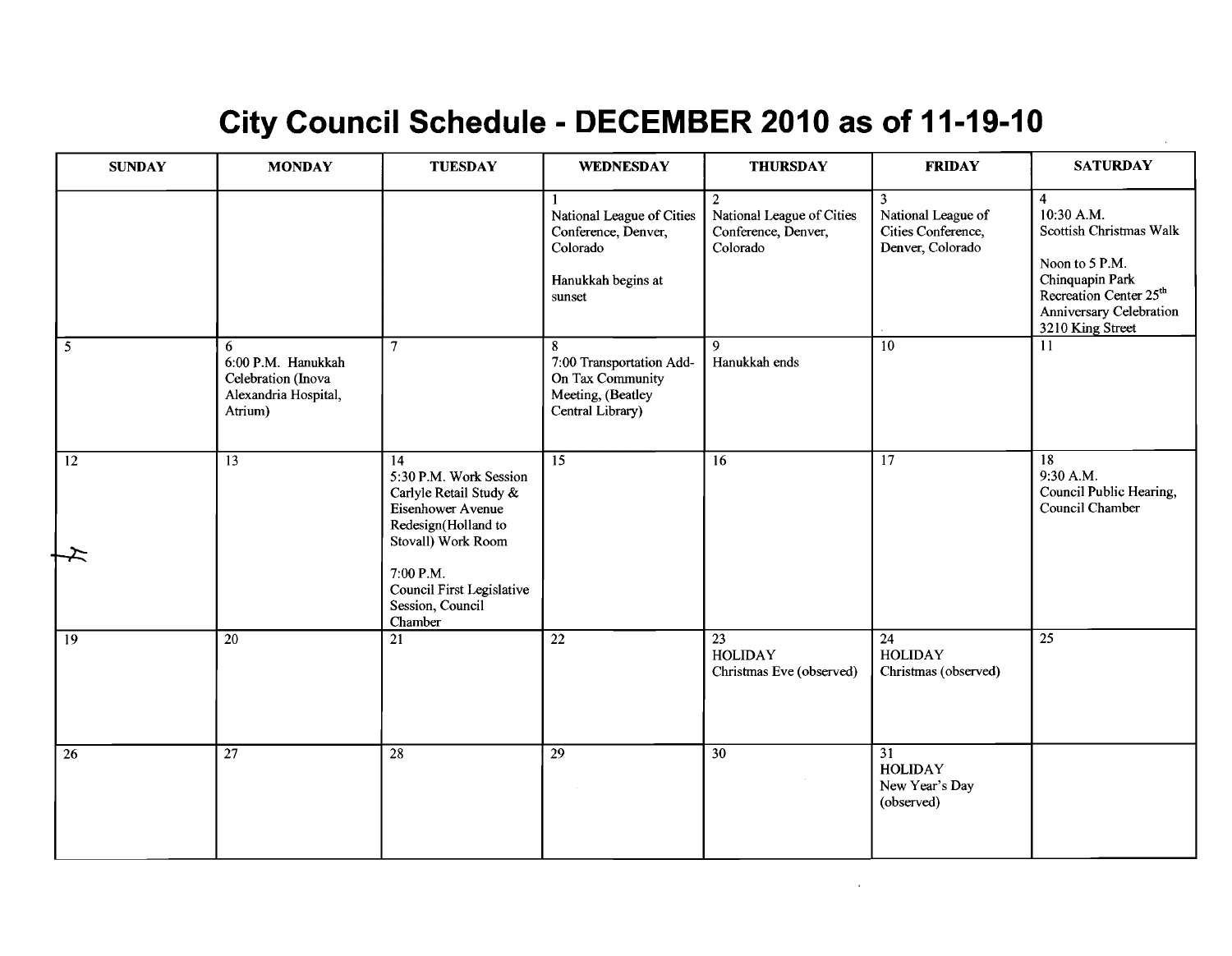# City Council Schedule - DECEMBER 2010 as of 11-19-10

| SUNDAY | MONDAY | TUESDAY | WEDNESDAY | THURSDAY | FRIDAY | SATURDAY |
|---|---|---|---|---|---|---|
| | | | 1<br>National League of Cities Conference, Denver, Colorado<br><br>Hanukkah begins at sunset | 2<br>National League of Cities Conference, Denver, Colorado | 3<br>National League of Cities Conference, Denver, Colorado | 4<br>10:30 A.M.<br>Scottish Christmas Walk<br><br>Noon to 5 P.M.<br>Chinquapin Park Recreation Center 25th Anniversary Celebration 3210 King Street |
| 5 | 6<br>6:00 P.M. Hanukkah Celebration (Inova Alexandria Hospital, Atrium) | 7 | 8<br>7:00 Transportation Add-On Tax Community Meeting, (Beatley Central Library) | 9<br>Hanukkah ends | 10 | 11 |
| 12 | 13 | 14<br>5:30 P.M. Work Session Carlyle Retail Study & Eisenhower Avenue Redesign(Holland to Stovall) Work Room<br><br>7:00 P.M.<br>Council First Legislative Session, Council Chamber | 15 | 16 | 17 | 18<br>9:30 A.M.<br>Council Public Hearing, Council Chamber |
| 19 | 20 | 21 | 22 | 23<br>HOLIDAY<br>Christmas Eve (observed) | 24<br>HOLIDAY<br>Christmas (observed) | 25 |
| 26 | 27 | 28 | 29 | 30 | 31<br>HOLIDAY<br>New Year's Day (observed) | |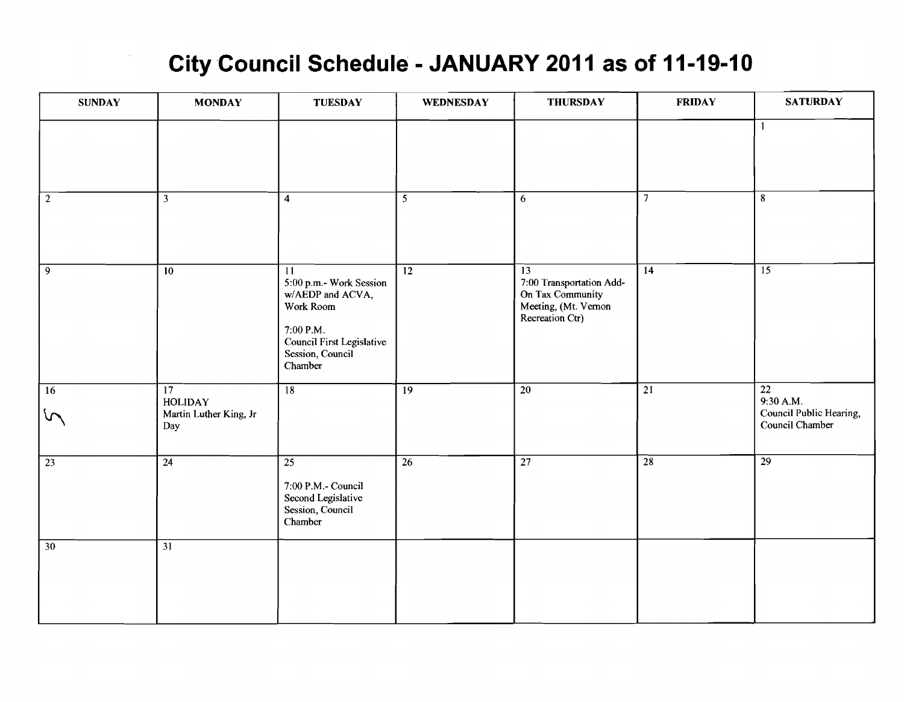# City Council Schedule - JANUARY 2011 as of 11-19-10

| SUNDAY | MONDAY | TUESDAY | WEDNESDAY | THURSDAY | FRIDAY | SATURDAY |
|---|---|---|---|---|---|---|
| | | | | | | 1 |
| 2 | 3 | 4 | 5 | 6 | 7 | 8 |
| 9 | 10 | 11<br>5:00 p.m.- Work Session w/AEDP and ACVA, Work Room<br><br>7:00 P.M.<br>Council First Legislative Session, Council Chamber | 12 | 13<br>7:00 Transportation Add-On Tax Community Meeting, (Mt. Vernon Recreation Ctr) | 14 | 15 |
| 16 | 17<br>HOLIDAY<br>Martin Luther King, Jr Day | 18 | 19 | 20 | 21 | 22<br>9:30 A.M.<br>Council Public Hearing, Council Chamber |
| 23 | 24 | 25<br><br>7:00 P.M.- Council Second Legislative Session, Council Chamber | 26 | 27 | 28 | 29 |
| 30 | 31 | | | | | |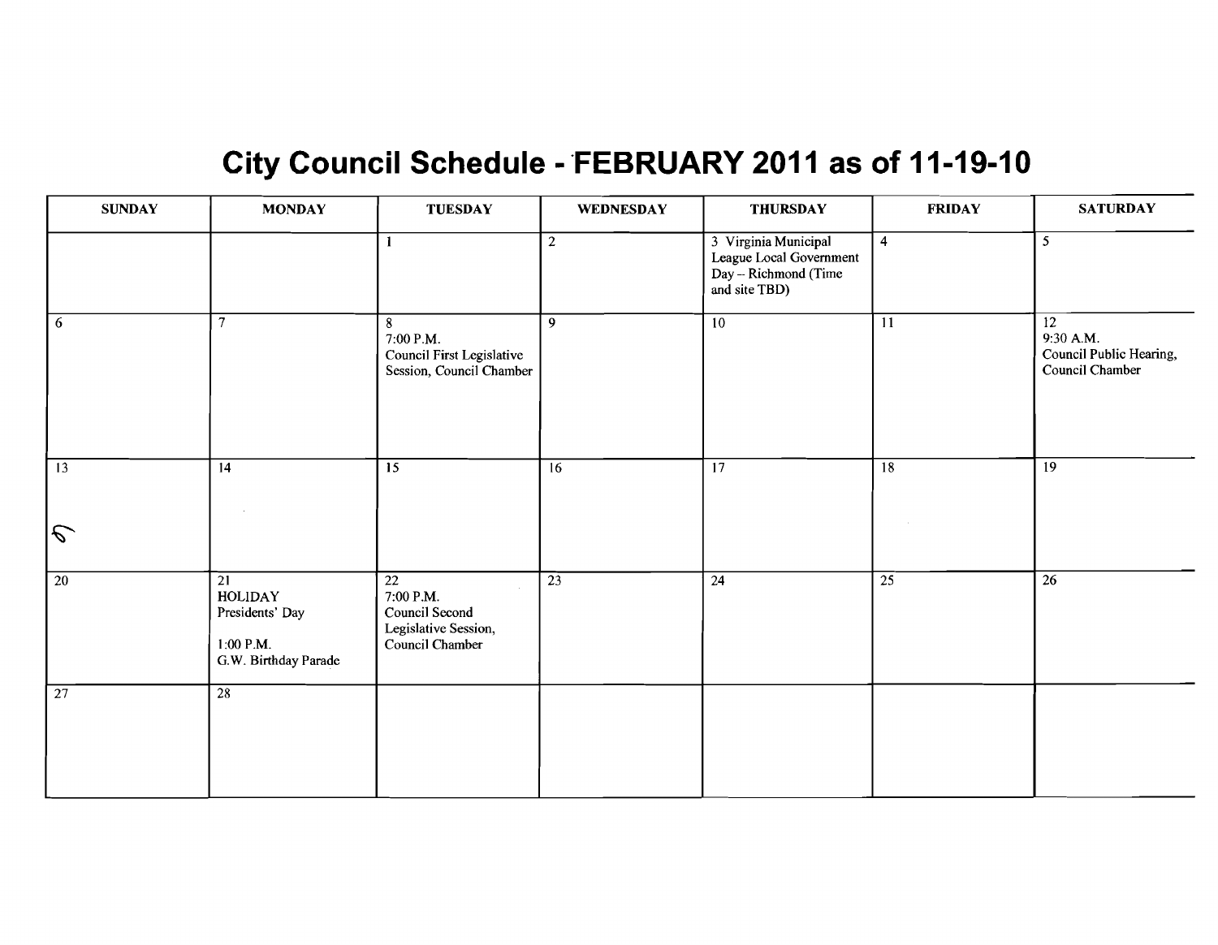# City Council Schedule - FEBRUARY 2011 as of 11-19-10

| SUNDAY | MONDAY | TUESDAY | WEDNESDAY | THURSDAY | FRIDAY | SATURDAY |
|---|---|---|---|---|---|---|
| | | 1 | 2 | 3 Virginia Municipal League Local Government Day – Richmond (Time and site TBD) | 4 | 5 |
| 6 | 7 | 8<br>7:00 P.M.<br>Council First Legislative Session, Council Chamber | 9 | 10 | 11 | 12<br>9:30 A.M.<br>Council Public Hearing, Council Chamber |
| 13 | 14 | 15 | 16 | 17 | 18 | 19 |
| 20 | 21<br>HOLIDAY<br>Presidents' Day<br><br>1:00 P.M.<br>G.W. Birthday Parade | 22<br>7:00 P.M.<br>Council Second Legislative Session, Council Chamber | 23 | 24 | 25 | 26 |
| 27 | 28 | | | | | |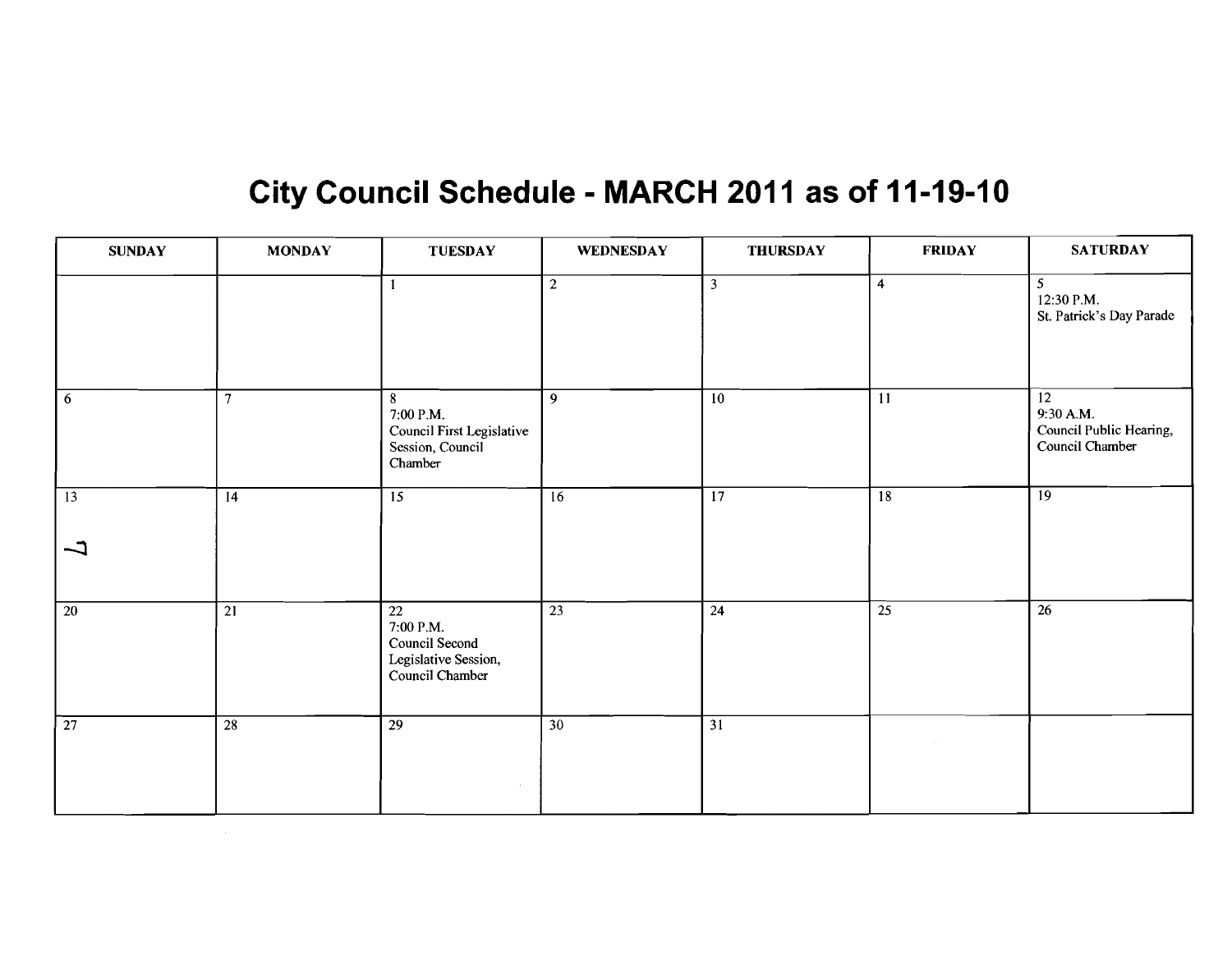# City Council Schedule - MARCH 2011 as of 11-19-10

| SUNDAY | MONDAY | TUESDAY | WEDNESDAY | THURSDAY | FRIDAY | SATURDAY |
|---|---|---|---|---|---|---|
| | | 1 | 2 | 3 | 4 | 5<br>12:30 P.M.<br>St. Patrick's Day Parade |
| 6 | 7 | 8<br>7:00 P.M.<br>Council First Legislative Session, Council Chamber | 9 | 10 | 11 | 12<br>9:30 A.M.<br>Council Public Hearing, Council Chamber |
| 13 | 14 | 15 | 16 | 17 | 18 | 19 |
| 20 | 21 | 22<br>7:00 P.M.<br>Council Second Legislative Session, Council Chamber | 23 | 24 | 25 | 26 |
| 27 | 28 | 29 | 30 | 31 | | |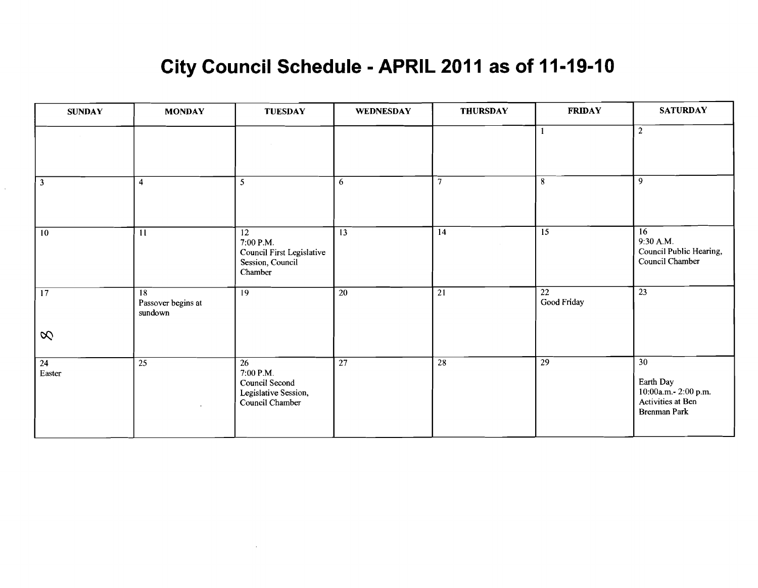# City Council Schedule - APRIL 2011 as of 11-19-10

| SUNDAY | MONDAY | TUESDAY | WEDNESDAY | THURSDAY | FRIDAY | SATURDAY |
|---|---|---|---|---|---|---|
| | | | | | 1 | 2 |
| 3 | 4 | 5 | 6 | 7 | 8 | 9 |
| 10 | 11 | 12<br>7:00 P.M.<br>Council First Legislative Session, Council Chamber | 13 | 14 | 15 | 16<br>9:30 A.M.<br>Council Public Hearing, Council Chamber |
| 17<br>8 | 18<br>Passover begins at sundown | 19 | 20 | 21 | 22<br>Good Friday | 23 |
| 24<br>Easter | 25 | 26<br>7:00 P.M.<br>Council Second Legislative Session, Council Chamber | 27 | 28 | 29 | 30<br>Earth Day<br>10:00a.m.- 2:00 p.m. Activities at Ben Brenman Park |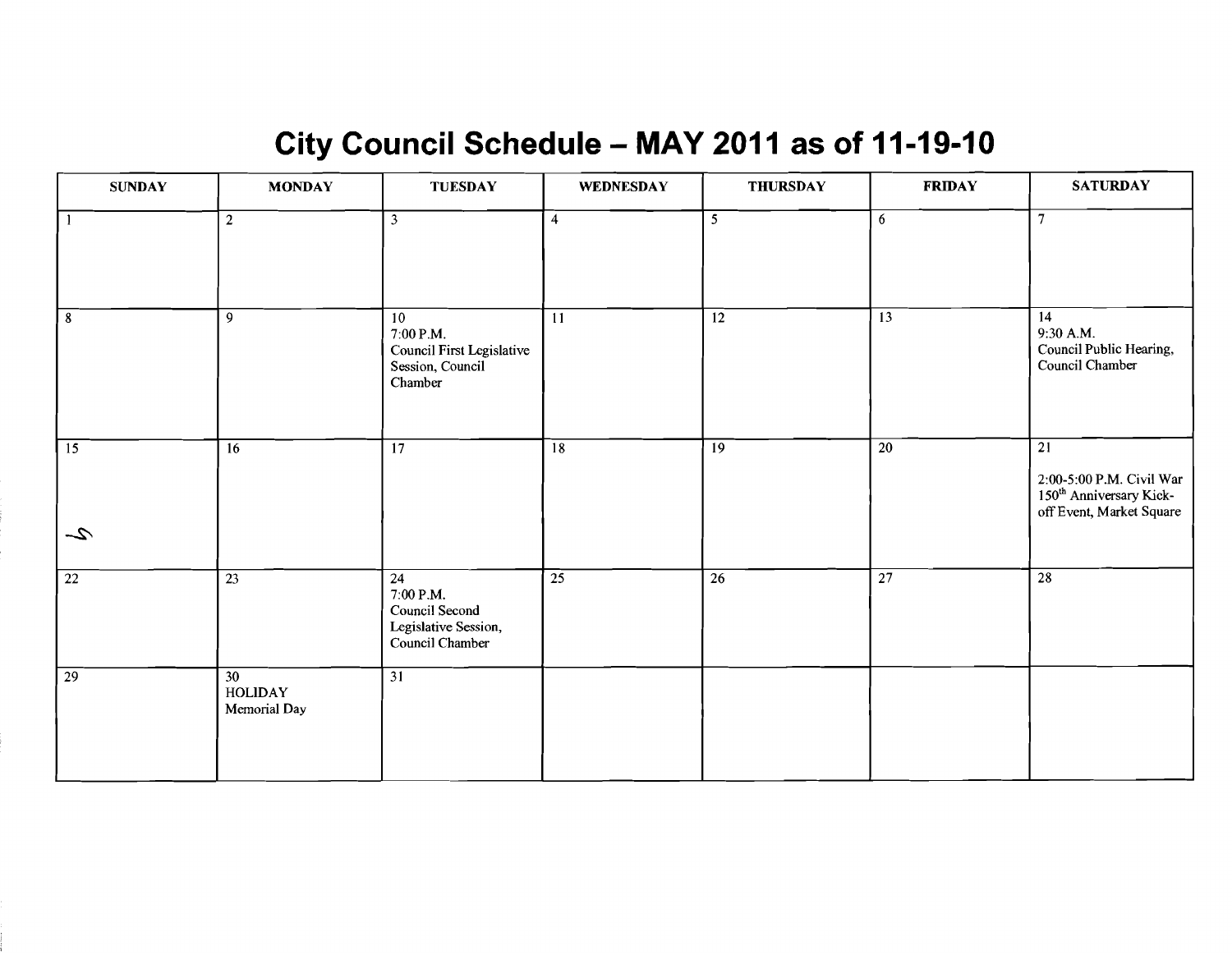# City Council Schedule – MAY 2011 as of 11-19-10

| SUNDAY | MONDAY | TUESDAY | WEDNESDAY | THURSDAY | FRIDAY | SATURDAY |
|---|---|---|---|---|---|---|
| 1 | 2 | 3 | 4 | 5 | 6 | 7 |
| 8 | 9 | 10<br>7:00 P.M.<br>Council First Legislative Session, Council Chamber | 11 | 12 | 13 | 14<br>9:30 A.M.<br>Council Public Hearing, Council Chamber |
| 15 | 16 | 17 | 18 | 19 | 20 | 21<br>2:00-5:00 P.M. Civil War 150th Anniversary Kick-off Event, Market Square |
| 22 | 23 | 24<br>7:00 P.M.<br>Council Second Legislative Session, Council Chamber | 25 | 26 | 27 | 28 |
| 29 | 30<br>HOLIDAY<br>Memorial Day | 31 | | | | |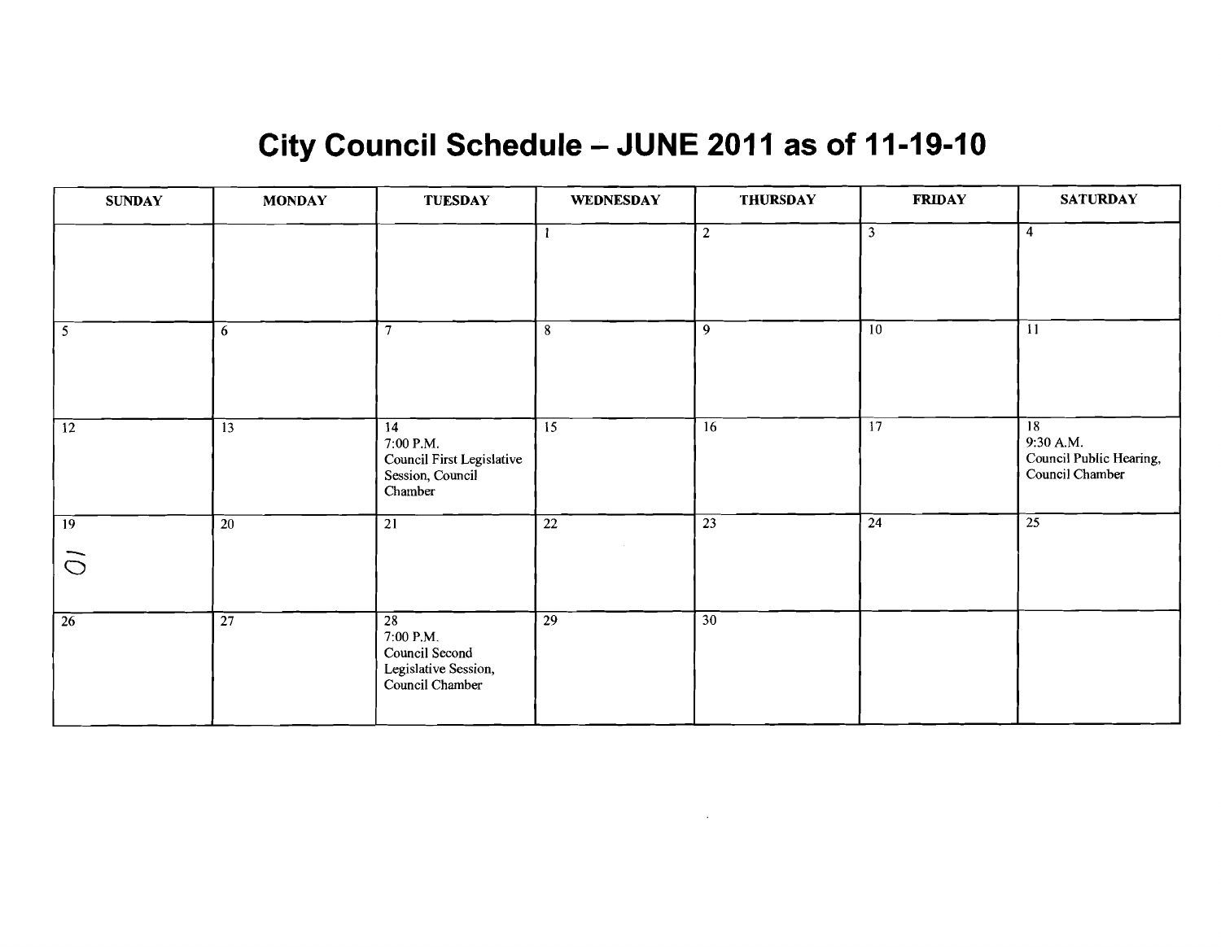# City Council Schedule – JUNE 2011 as of 11-19-10

| SUNDAY | MONDAY | TUESDAY | WEDNESDAY | THURSDAY | FRIDAY | SATURDAY |
|---|---|---|---|---|---|---|
| | | | 1 | 2 | 3 | 4 |
| 5 | 6 | 7 | 8 | 9 | 10 | 11 |
| 12 | 13 | 14<br>7:00 P.M.<br>Council First Legislative Session, Council Chamber | 15 | 16 | 17 | 18<br>9:30 A.M.<br>Council Public Hearing, Council Chamber |
| 19 | 20 | 21 | 22 | 23 | 24 | 25 |
| 26 | 27 | 28<br>7:00 P.M.<br>Council Second Legislative Session, Council Chamber | 29 | 30 | | |